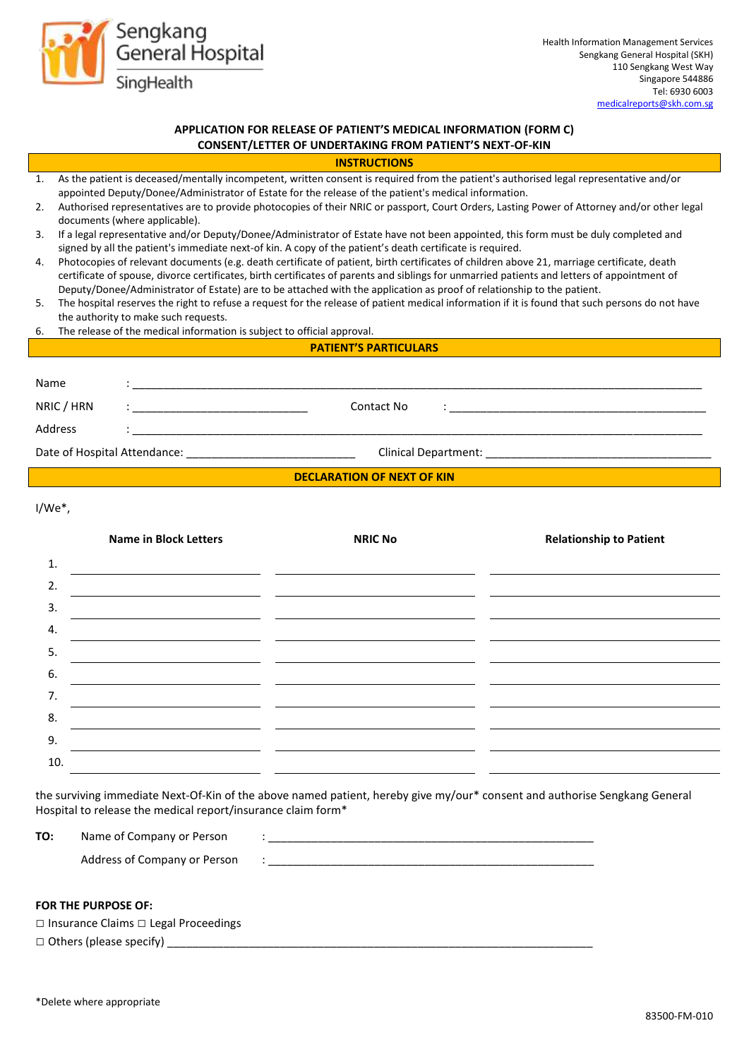Sengkang General Hospital
SingHealth

Health Information Management Services
Sengkang General Hospital (SKH)
110 Sengkang West Way
Singapore 544886
Tel: 6930 6003
medicalreports@skh.com.sg

## APPLICATION FOR RELEASE OF PATIENT'S MEDICAL INFORMATION (FORM C)
## CONSENT/LETTER OF UNDERTAKING FROM PATIENT'S NEXT-OF-KIN

### INSTRUCTIONS

1. As the patient is deceased/mentally incompetent, written consent is required from the patient's authorised legal representative and/or appointed Deputy/Donee/Administrator of Estate for the release of the patient's medical information.
2. Authorised representatives are to provide photocopies of their NRIC or passport, Court Orders, Lasting Power of Attorney and/or other legal documents (where applicable).
3. If a legal representative and/or Deputy/Donee/Administrator of Estate have not been appointed, this form must be duly completed and signed by all the patient's immediate next-of kin. A copy of the patient's death certificate is required.
4. Photocopies of relevant documents (e.g. death certificate of patient, birth certificates of children above 21, marriage certificate, death certificate of spouse, divorce certificates, birth certificates of parents and siblings for unmarried patients and letters of appointment of Deputy/Donee/Administrator of Estate) are to be attached with the application as proof of relationship to the patient.
5. The hospital reserves the right to refuse a request for the release of patient medical information if it is found that such persons do not have the authority to make such requests.
6. The release of the medical information is subject to official approval.

### PATIENT'S PARTICULARS

Name : ____________________________________________

NRIC / HRN : ______________________ Contact No : ______________________

Address : ____________________________________________

Date of Hospital Attendance: ______________________ Clinical Department: ______________________

### DECLARATION OF NEXT OF KIN

I/We*,

| | Name in Block Letters | NRIC No | Relationship to Patient |
|---|---|---|---|
| 1. | | | |
| 2. | | | |
| 3. | | | |
| 4. | | | |
| 5. | | | |
| 6. | | | |
| 7. | | | |
| 8. | | | |
| 9. | | | |
| 10. | | | |

the surviving immediate Next-Of-Kin of the above named patient, hereby give my/our* consent and authorise Sengkang General Hospital to release the medical report/insurance claim form*

**TO:** Name of Company or Person : ____________________________________________

Address of Company or Person : ____________________________________________

**FOR THE PURPOSE OF:**

☐ Insurance Claims ☐ Legal Proceedings

☐ Others (please specify) ____________________________________________

*Delete where appropriate

83500-FM-010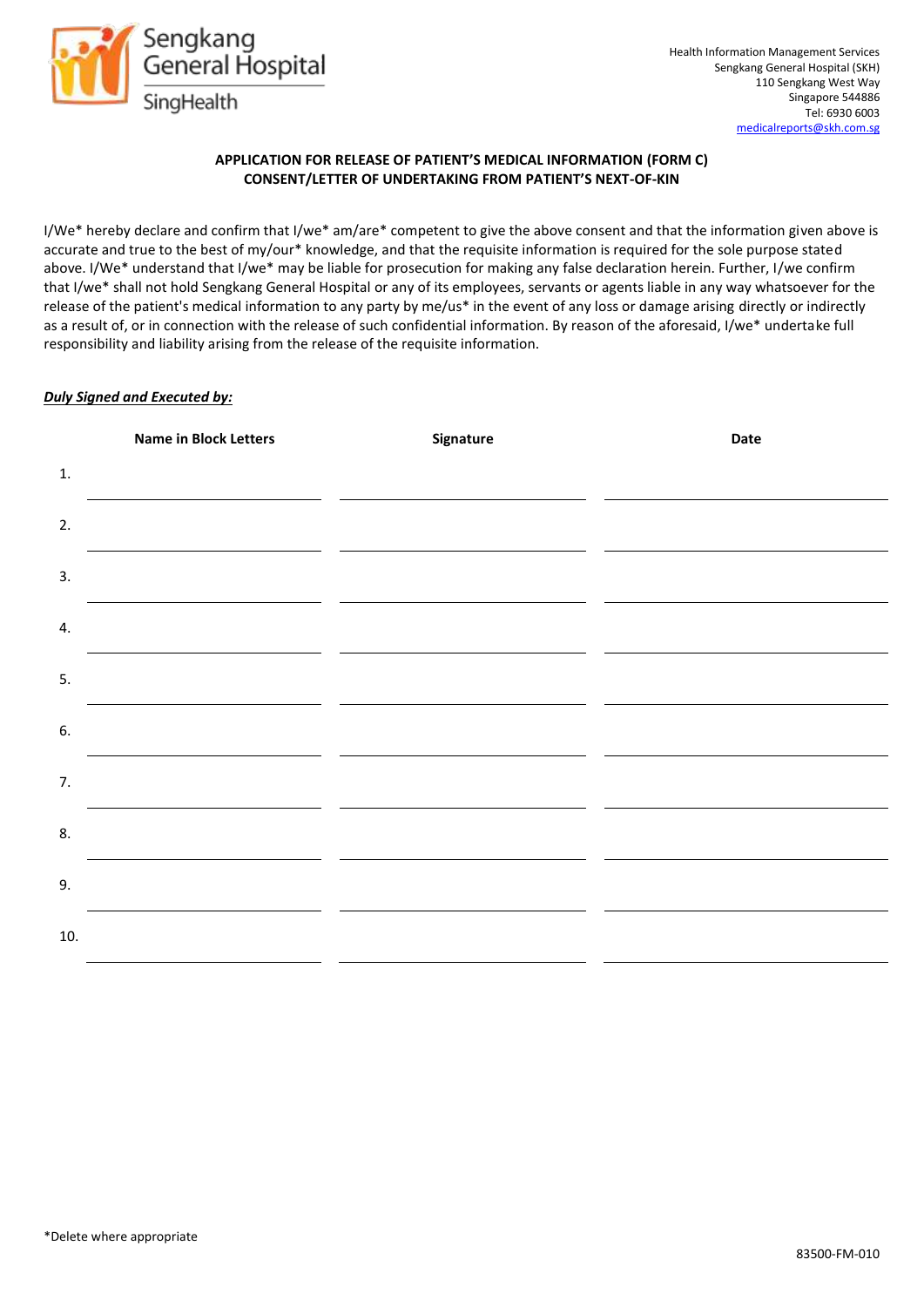Health Information Management Services
Sengkang General Hospital (SKH)
110 Sengkang West Way
Singapore 544886
Tel: 6930 6003
medicalreports@skh.com.sg

## APPLICATION FOR RELEASE OF PATIENT'S MEDICAL INFORMATION (FORM C)
## CONSENT/LETTER OF UNDERTAKING FROM PATIENT'S NEXT-OF-KIN

I/We* hereby declare and confirm that I/we* am/are* competent to give the above consent and that the information given above is accurate and true to the best of my/our* knowledge, and that the requisite information is required for the sole purpose stated above. I/We* understand that I/we* may be liable for prosecution for making any false declaration herein. Further, I/we confirm that I/we* shall not hold Sengkang General Hospital or any of its employees, servants or agents liable in any way whatsoever for the release of the patient's medical information to any party by me/us* in the event of any loss or damage arising directly or indirectly as a result of, or in connection with the release of such confidential information. By reason of the aforesaid, I/we* undertake full responsibility and liability arising from the release of the requisite information.

***Duly Signed and Executed by:***

| | **Name in Block Letters** | **Signature** | **Date** |
|---|---|---|---|
| 1. | | | |
| 2. | | | |
| 3. | | | |
| 4. | | | |
| 5. | | | |
| 6. | | | |
| 7. | | | |
| 8. | | | |
| 9. | | | |
| 10. | | | |

*Delete where appropriate

83500-FM-010